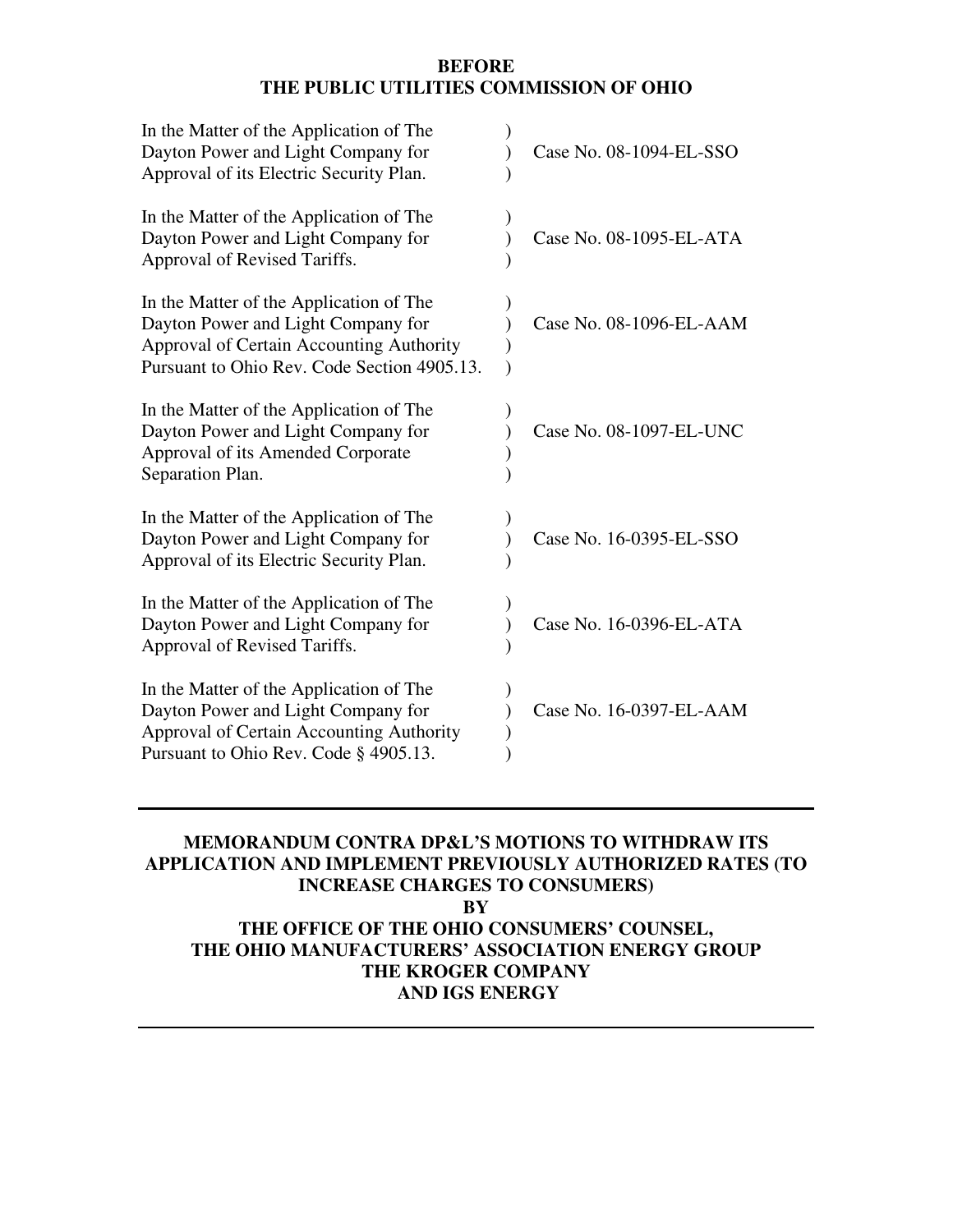**BEFORE**
**THE PUBLIC UTILITIES COMMISSION OF OHIO**

| | | |
|---|---|---|
| In the Matter of the Application of The Dayton Power and Light Company for Approval of its Electric Security Plan. | ) | Case No. 08-1094-EL-SSO |
| In the Matter of the Application of The Dayton Power and Light Company for Approval of Revised Tariffs. | ) | Case No. 08-1095-EL-ATA |
| In the Matter of the Application of The Dayton Power and Light Company for Approval of Certain Accounting Authority Pursuant to Ohio Rev. Code Section 4905.13. | ) | Case No. 08-1096-EL-AAM |
| In the Matter of the Application of The Dayton Power and Light Company for Approval of its Amended Corporate Separation Plan. | ) | Case No. 08-1097-EL-UNC |
| In the Matter of the Application of The Dayton Power and Light Company for Approval of its Electric Security Plan. | ) | Case No. 16-0395-EL-SSO |
| In the Matter of the Application of The Dayton Power and Light Company for Approval of Revised Tariffs. | ) | Case No. 16-0396-EL-ATA |
| In the Matter of the Application of The Dayton Power and Light Company for Approval of Certain Accounting Authority Pursuant to Ohio Rev. Code § 4905.13. | ) | Case No. 16-0397-EL-AAM |

---

**MEMORANDUM CONTRA DP&L'S MOTIONS TO WITHDRAW ITS APPLICATION AND IMPLEMENT PREVIOUSLY AUTHORIZED RATES (TO INCREASE CHARGES TO CONSUMERS)**
**BY**
**THE OFFICE OF THE OHIO CONSUMERS' COUNSEL,**
**THE OHIO MANUFACTURERS' ASSOCIATION ENERGY GROUP**
**THE KROGER COMPANY**
**AND IGS ENERGY**

---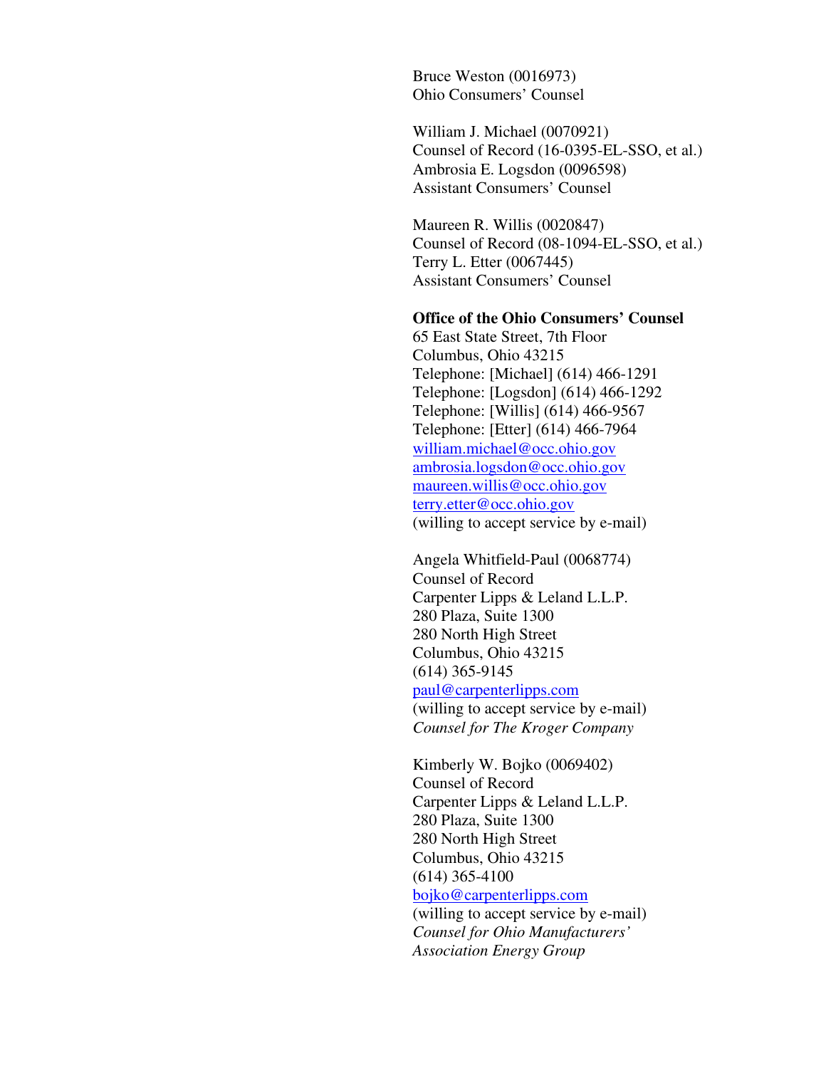Bruce Weston (0016973)
Ohio Consumers' Counsel

William J. Michael (0070921)
Counsel of Record (16-0395-EL-SSO, et al.)
Ambrosia E. Logsdon (0096598)
Assistant Consumers' Counsel

Maureen R. Willis (0020847)
Counsel of Record (08-1094-EL-SSO, et al.)
Terry L. Etter (0067445)
Assistant Consumers' Counsel

**Office of the Ohio Consumers' Counsel**
65 East State Street, 7th Floor
Columbus, Ohio 43215
Telephone: [Michael] (614) 466-1291
Telephone: [Logsdon] (614) 466-1292
Telephone: [Willis] (614) 466-9567
Telephone: [Etter] (614) 466-7964
william.michael@occ.ohio.gov
ambrosia.logsdon@occ.ohio.gov
maureen.willis@occ.ohio.gov
terry.etter@occ.ohio.gov
(willing to accept service by e-mail)

Angela Whitfield-Paul (0068774)
Counsel of Record
Carpenter Lipps & Leland L.L.P.
280 Plaza, Suite 1300
280 North High Street
Columbus, Ohio 43215
(614) 365-9145
paul@carpenterlipps.com
(willing to accept service by e-mail)
*Counsel for The Kroger Company*

Kimberly W. Bojko (0069402)
Counsel of Record
Carpenter Lipps & Leland L.L.P.
280 Plaza, Suite 1300
280 North High Street
Columbus, Ohio 43215
(614) 365-4100
bojko@carpenterlipps.com
(willing to accept service by e-mail)
*Counsel for Ohio Manufacturers' Association Energy Group*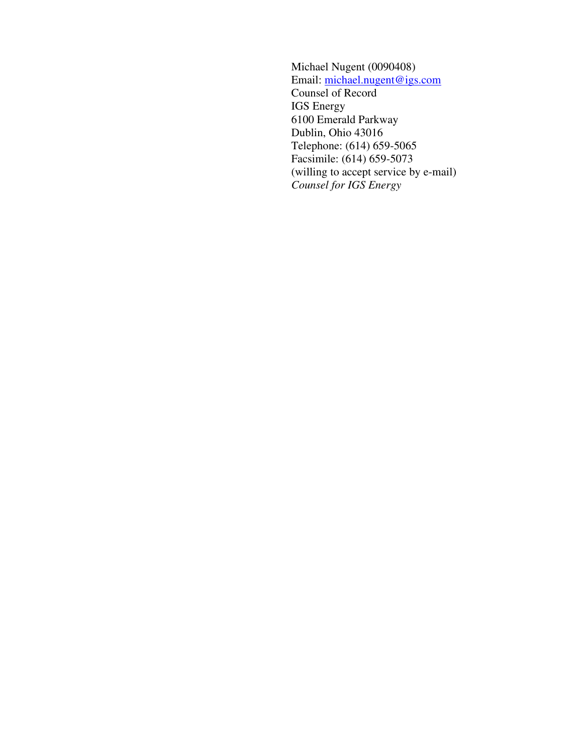Michael Nugent (0090408)
Email: michael.nugent@igs.com
Counsel of Record
IGS Energy
6100 Emerald Parkway
Dublin, Ohio 43016
Telephone: (614) 659-5065
Facsimile: (614) 659-5073
(willing to accept service by e-mail)
*Counsel for IGS Energy*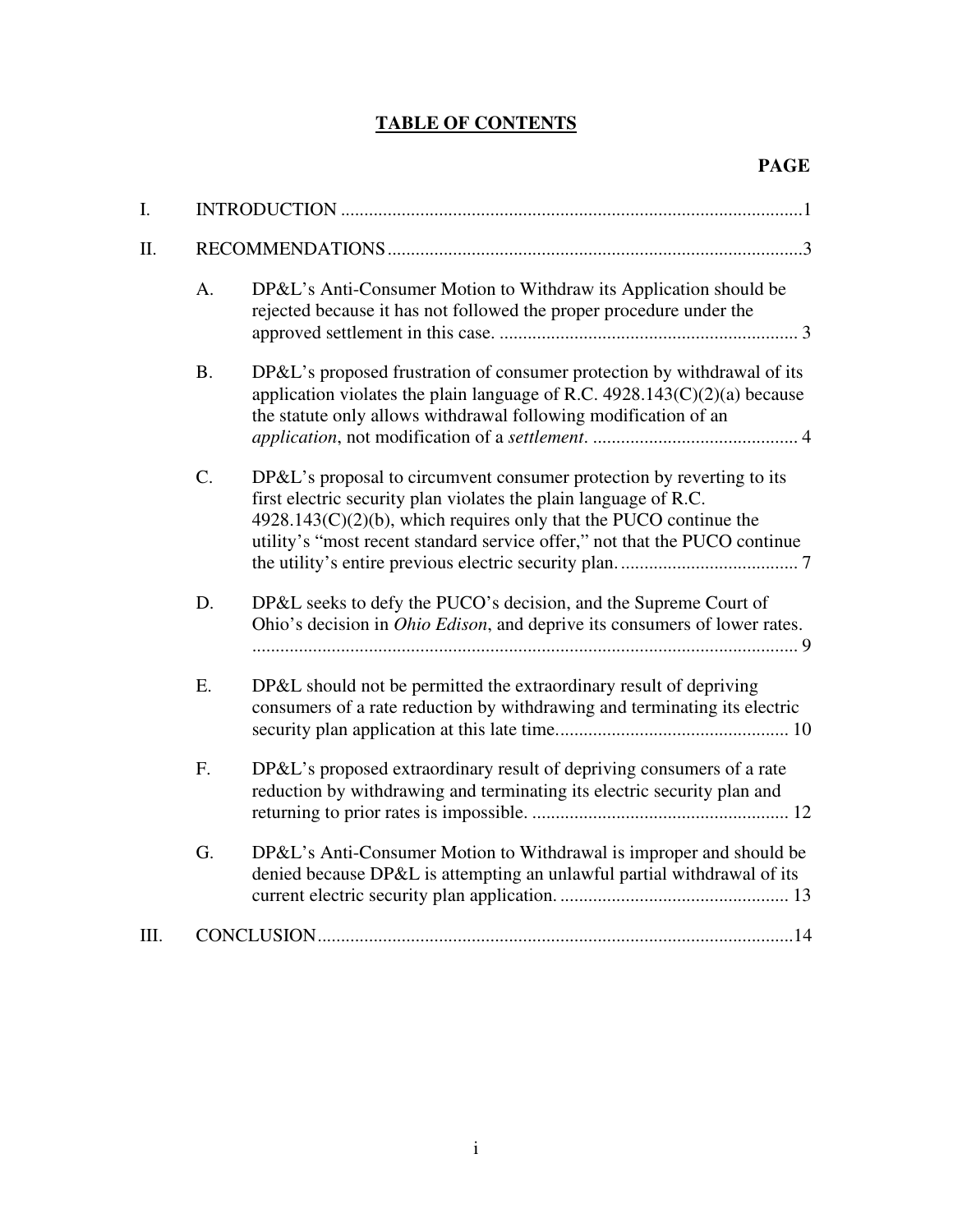# TABLE OF CONTENTS

**PAGE**

I. INTRODUCTION ....................................................................................................1

II. RECOMMENDATIONS.........................................................................................3

A. DP&L's Anti-Consumer Motion to Withdraw its Application should be rejected because it has not followed the proper procedure under the approved settlement in this case. ................................................................ 3

B. DP&L's proposed frustration of consumer protection by withdrawal of its application violates the plain language of R.C. 4928.143(C)(2)(a) because the statute only allows withdrawal following modification of an *application*, not modification of a *settlement*. ............................................ 4

C. DP&L's proposal to circumvent consumer protection by reverting to its first electric security plan violates the plain language of R.C. 4928.143(C)(2)(b), which requires only that the PUCO continue the utility's "most recent standard service offer," not that the PUCO continue the utility's entire previous electric security plan. ...................................... 7

D. DP&L seeks to defy the PUCO's decision, and the Supreme Court of Ohio's decision in *Ohio Edison*, and deprive its consumers of lower rates. ..................................................................................................................... 9

E. DP&L should not be permitted the extraordinary result of depriving consumers of a rate reduction by withdrawing and terminating its electric security plan application at this late time................................................. 10

F. DP&L's proposed extraordinary result of depriving consumers of a rate reduction by withdrawing and terminating its electric security plan and returning to prior rates is impossible. ....................................................... 12

G. DP&L's Anti-Consumer Motion to Withdrawal is improper and should be denied because DP&L is attempting an unlawful partial withdrawal of its current electric security plan application. ................................................. 13

III. CONCLUSION......................................................................................................14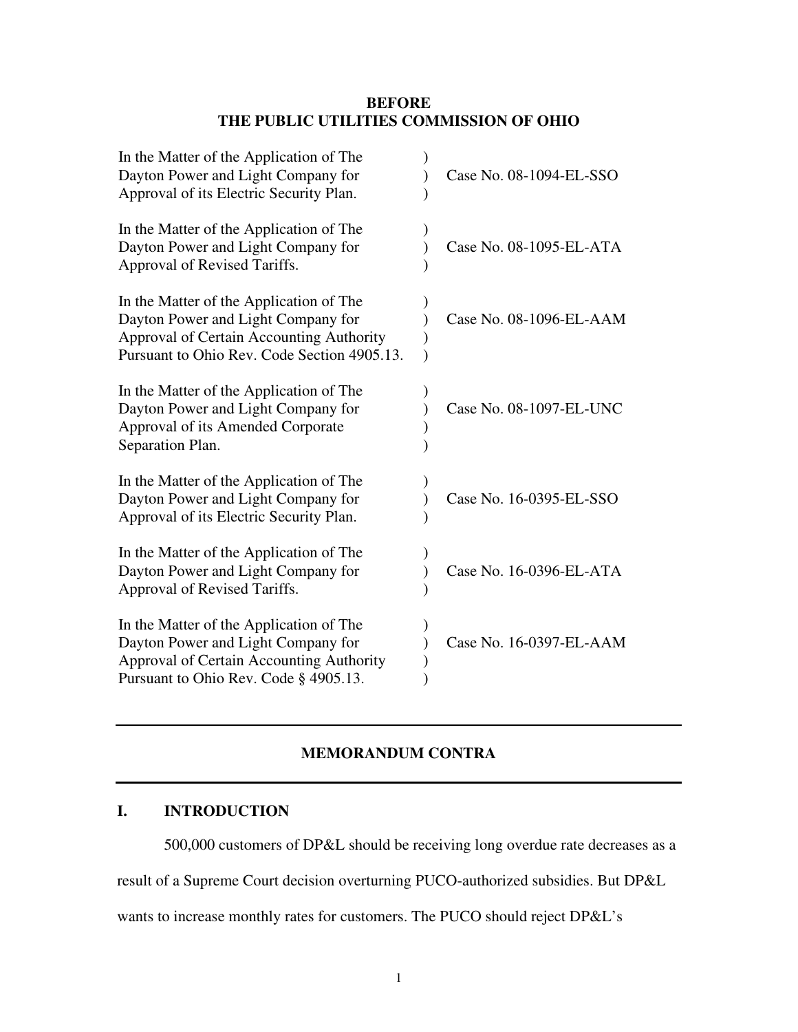**BEFORE**
**THE PUBLIC UTILITIES COMMISSION OF OHIO**

| | | |
|---|---|---|
| In the Matter of the Application of The Dayton Power and Light Company for Approval of its Electric Security Plan. | ) ) ) | Case No. 08-1094-EL-SSO |
| In the Matter of the Application of The Dayton Power and Light Company for Approval of Revised Tariffs. | ) ) ) | Case No. 08-1095-EL-ATA |
| In the Matter of the Application of The Dayton Power and Light Company for Approval of Certain Accounting Authority Pursuant to Ohio Rev. Code Section 4905.13. | ) ) ) ) | Case No. 08-1096-EL-AAM |
| In the Matter of the Application of The Dayton Power and Light Company for Approval of its Amended Corporate Separation Plan. | ) ) ) ) | Case No. 08-1097-EL-UNC |
| In the Matter of the Application of The Dayton Power and Light Company for Approval of its Electric Security Plan. | ) ) ) | Case No. 16-0395-EL-SSO |
| In the Matter of the Application of The Dayton Power and Light Company for Approval of Revised Tariffs. | ) ) ) | Case No. 16-0396-EL-ATA |
| In the Matter of the Application of The Dayton Power and Light Company for Approval of Certain Accounting Authority Pursuant to Ohio Rev. Code § 4905.13. | ) ) ) ) | Case No. 16-0397-EL-AAM |

---

## MEMORANDUM CONTRA

---

## I. INTRODUCTION

500,000 customers of DP&L should be receiving long overdue rate decreases as a result of a Supreme Court decision overturning PUCO-authorized subsidies. But DP&L wants to increase monthly rates for customers. The PUCO should reject DP&L's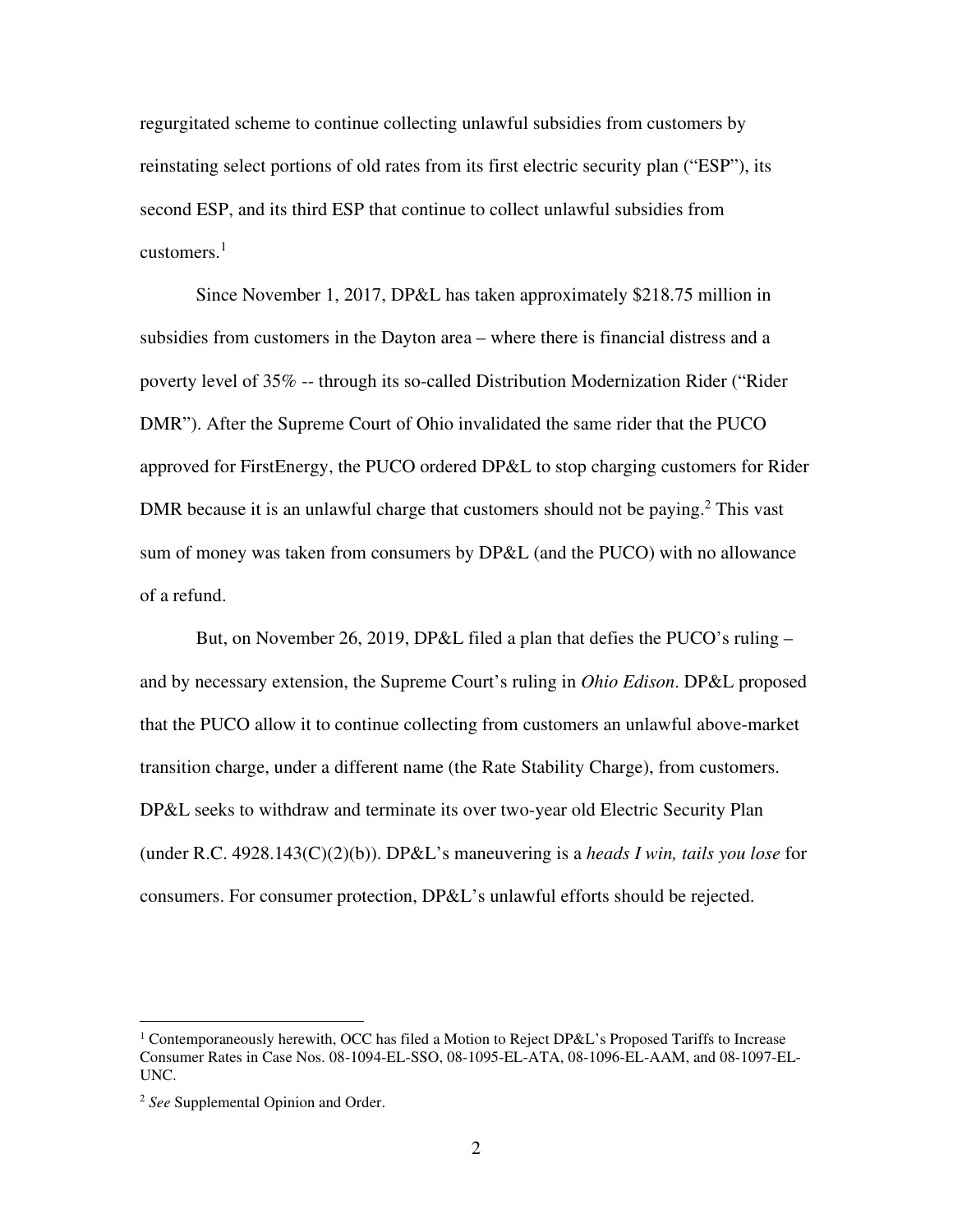regurgitated scheme to continue collecting unlawful subsidies from customers by reinstating select portions of old rates from its first electric security plan ("ESP"), its second ESP, and its third ESP that continue to collect unlawful subsidies from customers.[1]

Since November 1, 2017, DP&L has taken approximately $218.75 million in subsidies from customers in the Dayton area – where there is financial distress and a poverty level of 35% -- through its so-called Distribution Modernization Rider ("Rider DMR"). After the Supreme Court of Ohio invalidated the same rider that the PUCO approved for FirstEnergy, the PUCO ordered DP&L to stop charging customers for Rider DMR because it is an unlawful charge that customers should not be paying.[2] This vast sum of money was taken from consumers by DP&L (and the PUCO) with no allowance of a refund.

But, on November 26, 2019, DP&L filed a plan that defies the PUCO's ruling – and by necessary extension, the Supreme Court's ruling in *Ohio Edison*. DP&L proposed that the PUCO allow it to continue collecting from customers an unlawful above-market transition charge, under a different name (the Rate Stability Charge), from customers. DP&L seeks to withdraw and terminate its over two-year old Electric Security Plan (under R.C. 4928.143(C)(2)(b)). DP&L's maneuvering is a *heads I win, tails you lose* for consumers. For consumer protection, DP&L's unlawful efforts should be rejected.

---

[1] Contemporaneously herewith, OCC has filed a Motion to Reject DP&L's Proposed Tariffs to Increase Consumer Rates in Case Nos. 08-1094-EL-SSO, 08-1095-EL-ATA, 08-1096-EL-AAM, and 08-1097-EL-UNC.

[2] *See* Supplemental Opinion and Order.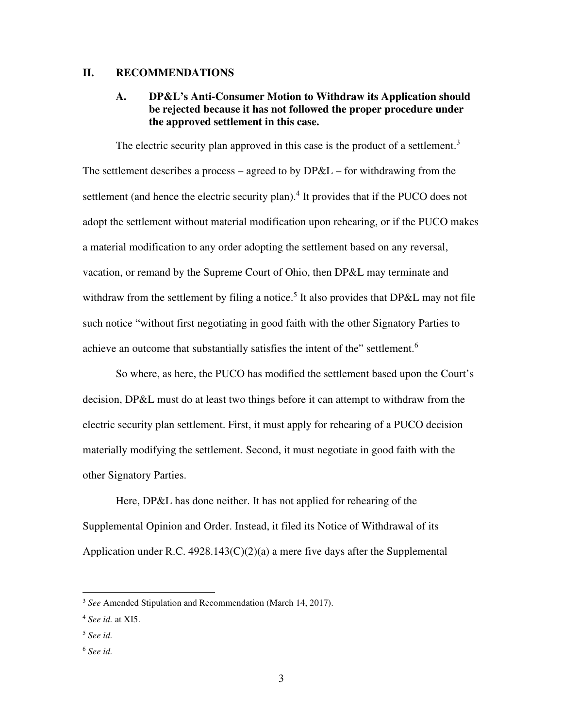## II. RECOMMENDATIONS

### A. DP&L's Anti-Consumer Motion to Withdraw its Application should be rejected because it has not followed the proper procedure under the approved settlement in this case.

The electric security plan approved in this case is the product of a settlement.[3] The settlement describes a process – agreed to by DP&L – for withdrawing from the settlement (and hence the electric security plan).[4] It provides that if the PUCO does not adopt the settlement without material modification upon rehearing, or if the PUCO makes a material modification to any order adopting the settlement based on any reversal, vacation, or remand by the Supreme Court of Ohio, then DP&L may terminate and withdraw from the settlement by filing a notice.[5] It also provides that DP&L may not file such notice "without first negotiating in good faith with the other Signatory Parties to achieve an outcome that substantially satisfies the intent of the" settlement.[6]

So where, as here, the PUCO has modified the settlement based upon the Court's decision, DP&L must do at least two things before it can attempt to withdraw from the electric security plan settlement. First, it must apply for rehearing of a PUCO decision materially modifying the settlement. Second, it must negotiate in good faith with the other Signatory Parties.

Here, DP&L has done neither. It has not applied for rehearing of the Supplemental Opinion and Order. Instead, it filed its Notice of Withdrawal of its Application under R.C. 4928.143(C)(2)(a) a mere five days after the Supplemental

---

[3] *See* Amended Stipulation and Recommendation (March 14, 2017).

[4] *See id.* at XI5.

[5] *See id.*

[6] *See id.*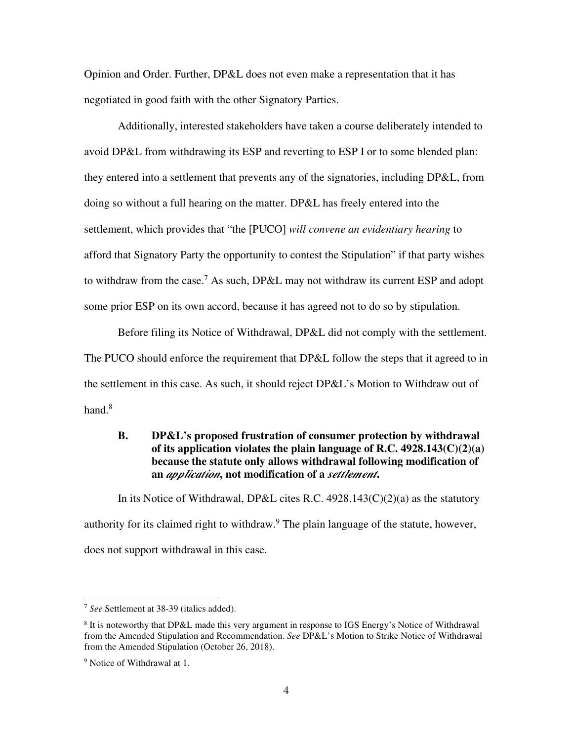Opinion and Order. Further, DP&L does not even make a representation that it has negotiated in good faith with the other Signatory Parties.

Additionally, interested stakeholders have taken a course deliberately intended to avoid DP&L from withdrawing its ESP and reverting to ESP I or to some blended plan: they entered into a settlement that prevents any of the signatories, including DP&L, from doing so without a full hearing on the matter. DP&L has freely entered into the settlement, which provides that "the [PUCO] *will convene an evidentiary hearing* to afford that Signatory Party the opportunity to contest the Stipulation" if that party wishes to withdraw from the case.[7] As such, DP&L may not withdraw its current ESP and adopt some prior ESP on its own accord, because it has agreed not to do so by stipulation.

Before filing its Notice of Withdrawal, DP&L did not comply with the settlement. The PUCO should enforce the requirement that DP&L follow the steps that it agreed to in the settlement in this case. As such, it should reject DP&L's Motion to Withdraw out of hand.[8]

### B. DP&L's proposed frustration of consumer protection by withdrawal of its application violates the plain language of R.C. 4928.143(C)(2)(a) because the statute only allows withdrawal following modification of an *application*, not modification of a *settlement*.

In its Notice of Withdrawal, DP&L cites R.C. 4928.143(C)(2)(a) as the statutory authority for its claimed right to withdraw.[9] The plain language of the statute, however, does not support withdrawal in this case.

---

[7] *See* Settlement at 38-39 (italics added).

[8] It is noteworthy that DP&L made this very argument in response to IGS Energy's Notice of Withdrawal from the Amended Stipulation and Recommendation. *See* DP&L's Motion to Strike Notice of Withdrawal from the Amended Stipulation (October 26, 2018).

[9] Notice of Withdrawal at 1.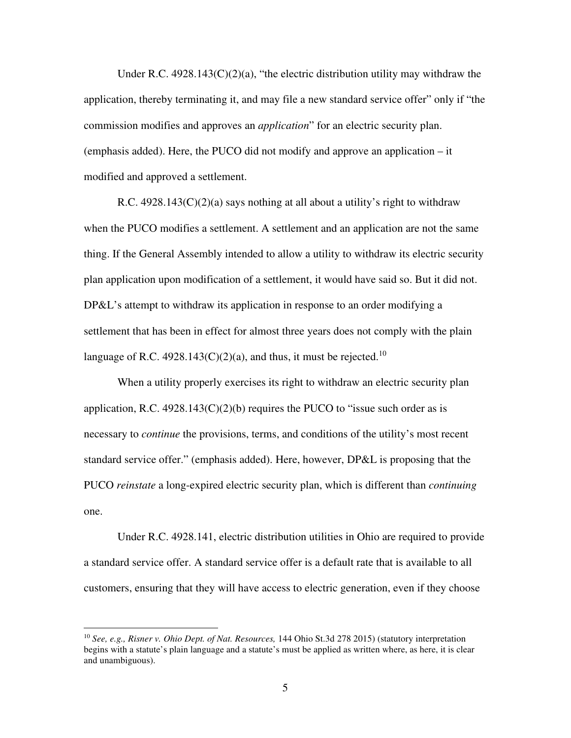Under R.C. 4928.143(C)(2)(a), "the electric distribution utility may withdraw the application, thereby terminating it, and may file a new standard service offer" only if "the commission modifies and approves an *application*" for an electric security plan. (emphasis added). Here, the PUCO did not modify and approve an application – it modified and approved a settlement.

R.C. 4928.143(C)(2)(a) says nothing at all about a utility's right to withdraw when the PUCO modifies a settlement. A settlement and an application are not the same thing. If the General Assembly intended to allow a utility to withdraw its electric security plan application upon modification of a settlement, it would have said so. But it did not. DP&L's attempt to withdraw its application in response to an order modifying a settlement that has been in effect for almost three years does not comply with the plain language of R.C. 4928.143(C)(2)(a), and thus, it must be rejected.[10]

When a utility properly exercises its right to withdraw an electric security plan application, R.C. 4928.143(C)(2)(b) requires the PUCO to "issue such order as is necessary to *continue* the provisions, terms, and conditions of the utility's most recent standard service offer." (emphasis added). Here, however, DP&L is proposing that the PUCO *reinstate* a long-expired electric security plan, which is different than *continuing* one.

Under R.C. 4928.141, electric distribution utilities in Ohio are required to provide a standard service offer. A standard service offer is a default rate that is available to all customers, ensuring that they will have access to electric generation, even if they choose

[10] *See, e.g., Risner v. Ohio Dept. of Nat. Resources,* 144 Ohio St.3d 278 2015) (statutory interpretation begins with a statute's plain language and a statute's must be applied as written where, as here, it is clear and unambiguous).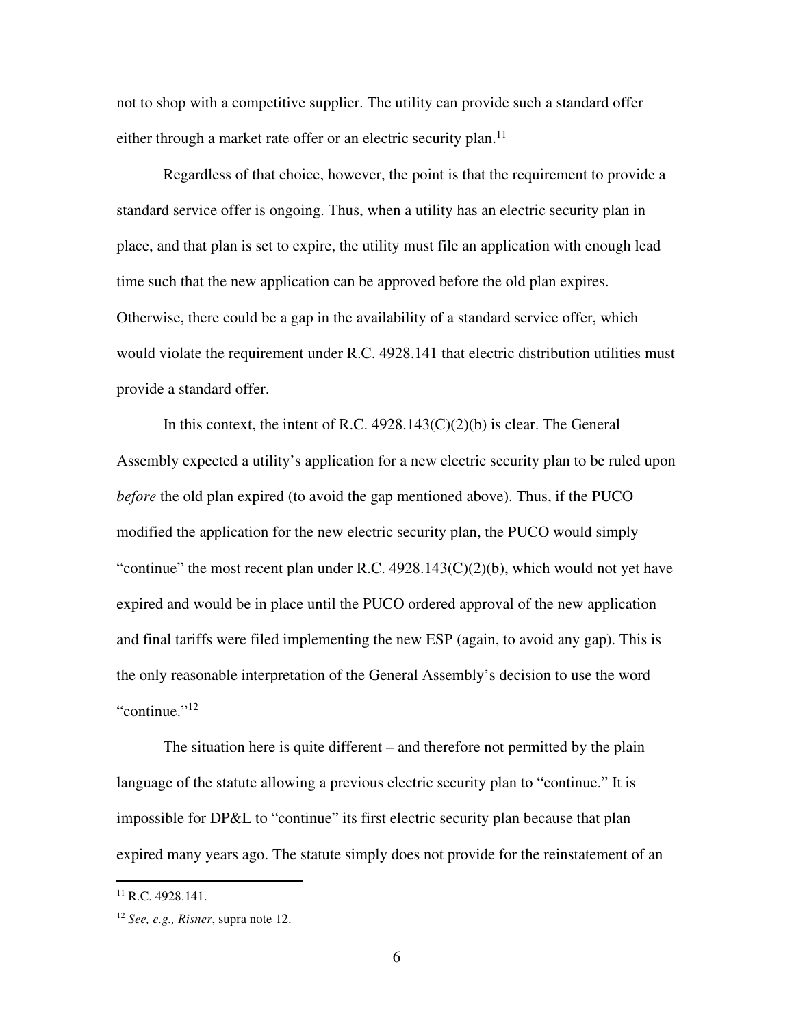not to shop with a competitive supplier. The utility can provide such a standard offer either through a market rate offer or an electric security plan.[11]

Regardless of that choice, however, the point is that the requirement to provide a standard service offer is ongoing. Thus, when a utility has an electric security plan in place, and that plan is set to expire, the utility must file an application with enough lead time such that the new application can be approved before the old plan expires. Otherwise, there could be a gap in the availability of a standard service offer, which would violate the requirement under R.C. 4928.141 that electric distribution utilities must provide a standard offer.

In this context, the intent of R.C. 4928.143(C)(2)(b) is clear. The General Assembly expected a utility's application for a new electric security plan to be ruled upon *before* the old plan expired (to avoid the gap mentioned above). Thus, if the PUCO modified the application for the new electric security plan, the PUCO would simply "continue" the most recent plan under R.C. 4928.143(C)(2)(b), which would not yet have expired and would be in place until the PUCO ordered approval of the new application and final tariffs were filed implementing the new ESP (again, to avoid any gap). This is the only reasonable interpretation of the General Assembly's decision to use the word "continue."[12]

The situation here is quite different – and therefore not permitted by the plain language of the statute allowing a previous electric security plan to "continue." It is impossible for DP&L to "continue" its first electric security plan because that plan expired many years ago. The statute simply does not provide for the reinstatement of an

---

[11] R.C. 4928.141.

[12] *See, e.g., Risner*, supra note 12.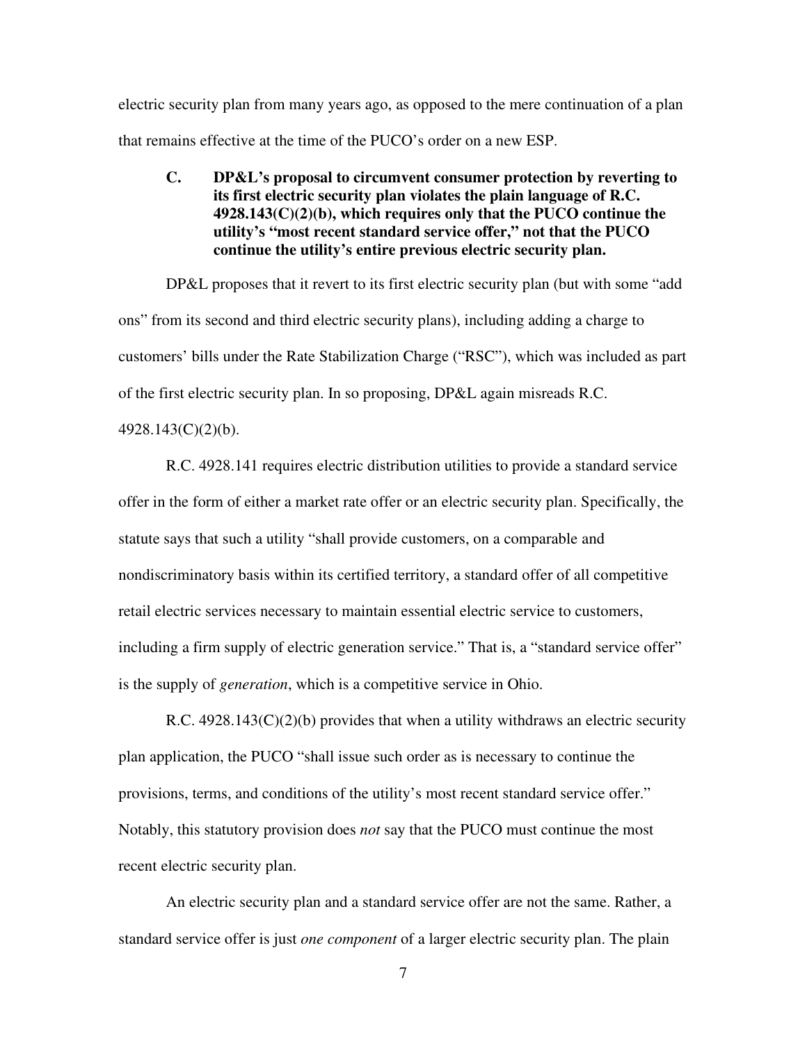electric security plan from many years ago, as opposed to the mere continuation of a plan that remains effective at the time of the PUCO's order on a new ESP.

### C. DP&L's proposal to circumvent consumer protection by reverting to its first electric security plan violates the plain language of R.C. 4928.143(C)(2)(b), which requires only that the PUCO continue the utility's "most recent standard service offer," not that the PUCO continue the utility's entire previous electric security plan.

DP&L proposes that it revert to its first electric security plan (but with some "add ons" from its second and third electric security plans), including adding a charge to customers' bills under the Rate Stabilization Charge ("RSC"), which was included as part of the first electric security plan. In so proposing, DP&L again misreads R.C. 4928.143(C)(2)(b).

R.C. 4928.141 requires electric distribution utilities to provide a standard service offer in the form of either a market rate offer or an electric security plan. Specifically, the statute says that such a utility "shall provide customers, on a comparable and nondiscriminatory basis within its certified territory, a standard offer of all competitive retail electric services necessary to maintain essential electric service to customers, including a firm supply of electric generation service." That is, a "standard service offer" is the supply of *generation*, which is a competitive service in Ohio.

R.C. 4928.143(C)(2)(b) provides that when a utility withdraws an electric security plan application, the PUCO "shall issue such order as is necessary to continue the provisions, terms, and conditions of the utility's most recent standard service offer." Notably, this statutory provision does *not* say that the PUCO must continue the most recent electric security plan.

An electric security plan and a standard service offer are not the same. Rather, a standard service offer is just *one component* of a larger electric security plan. The plain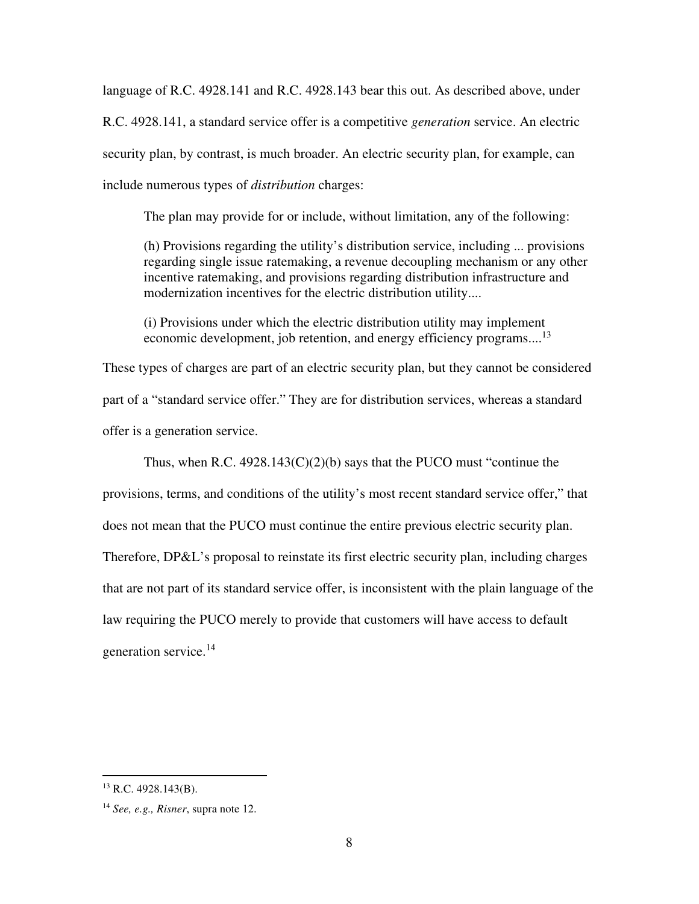language of R.C. 4928.141 and R.C. 4928.143 bear this out. As described above, under R.C. 4928.141, a standard service offer is a competitive *generation* service. An electric security plan, by contrast, is much broader. An electric security plan, for example, can include numerous types of *distribution* charges:

> The plan may provide for or include, without limitation, any of the following:
>
> (h) Provisions regarding the utility's distribution service, including ... provisions regarding single issue ratemaking, a revenue decoupling mechanism or any other incentive ratemaking, and provisions regarding distribution infrastructure and modernization incentives for the electric distribution utility....
>
> (i) Provisions under which the electric distribution utility may implement economic development, job retention, and energy efficiency programs....[13]

These types of charges are part of an electric security plan, but they cannot be considered part of a "standard service offer." They are for distribution services, whereas a standard offer is a generation service.

Thus, when R.C. 4928.143(C)(2)(b) says that the PUCO must "continue the provisions, terms, and conditions of the utility's most recent standard service offer," that does not mean that the PUCO must continue the entire previous electric security plan. Therefore, DP&L's proposal to reinstate its first electric security plan, including charges that are not part of its standard service offer, is inconsistent with the plain language of the law requiring the PUCO merely to provide that customers will have access to default generation service.[14]

---

[13] R.C. 4928.143(B).

[14] *See, e.g., Risner*, supra note 12.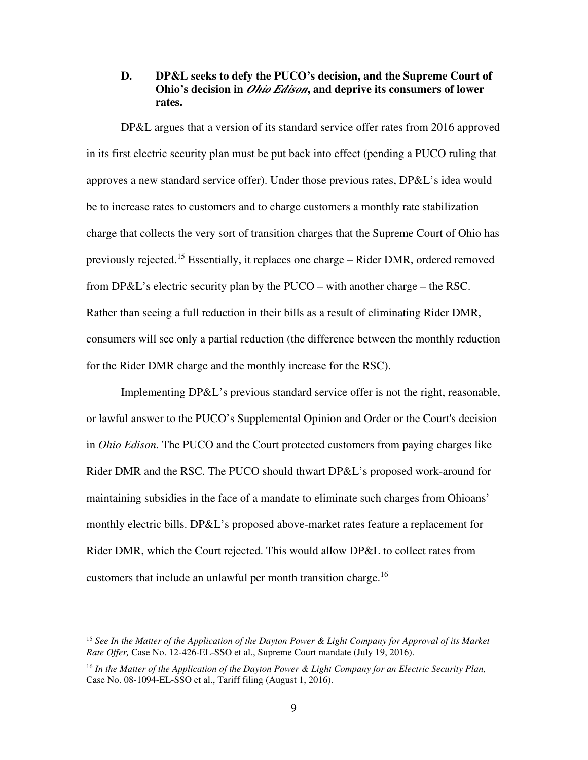### D. DP&L seeks to defy the PUCO's decision, and the Supreme Court of Ohio's decision in *Ohio Edison*, and deprive its consumers of lower rates.

DP&L argues that a version of its standard service offer rates from 2016 approved in its first electric security plan must be put back into effect (pending a PUCO ruling that approves a new standard service offer). Under those previous rates, DP&L's idea would be to increase rates to customers and to charge customers a monthly rate stabilization charge that collects the very sort of transition charges that the Supreme Court of Ohio has previously rejected.[15] Essentially, it replaces one charge – Rider DMR, ordered removed from DP&L's electric security plan by the PUCO – with another charge – the RSC. Rather than seeing a full reduction in their bills as a result of eliminating Rider DMR, consumers will see only a partial reduction (the difference between the monthly reduction for the Rider DMR charge and the monthly increase for the RSC).

Implementing DP&L's previous standard service offer is not the right, reasonable, or lawful answer to the PUCO's Supplemental Opinion and Order or the Court's decision in *Ohio Edison*. The PUCO and the Court protected customers from paying charges like Rider DMR and the RSC. The PUCO should thwart DP&L's proposed work-around for maintaining subsidies in the face of a mandate to eliminate such charges from Ohioans' monthly electric bills. DP&L's proposed above-market rates feature a replacement for Rider DMR, which the Court rejected. This would allow DP&L to collect rates from customers that include an unlawful per month transition charge.[16]

---

[15] *See In the Matter of the Application of the Dayton Power & Light Company for Approval of its Market Rate Offer,* Case No. 12-426-EL-SSO et al., Supreme Court mandate (July 19, 2016).

[16] *In the Matter of the Application of the Dayton Power & Light Company for an Electric Security Plan,* Case No. 08-1094-EL-SSO et al., Tariff filing (August 1, 2016).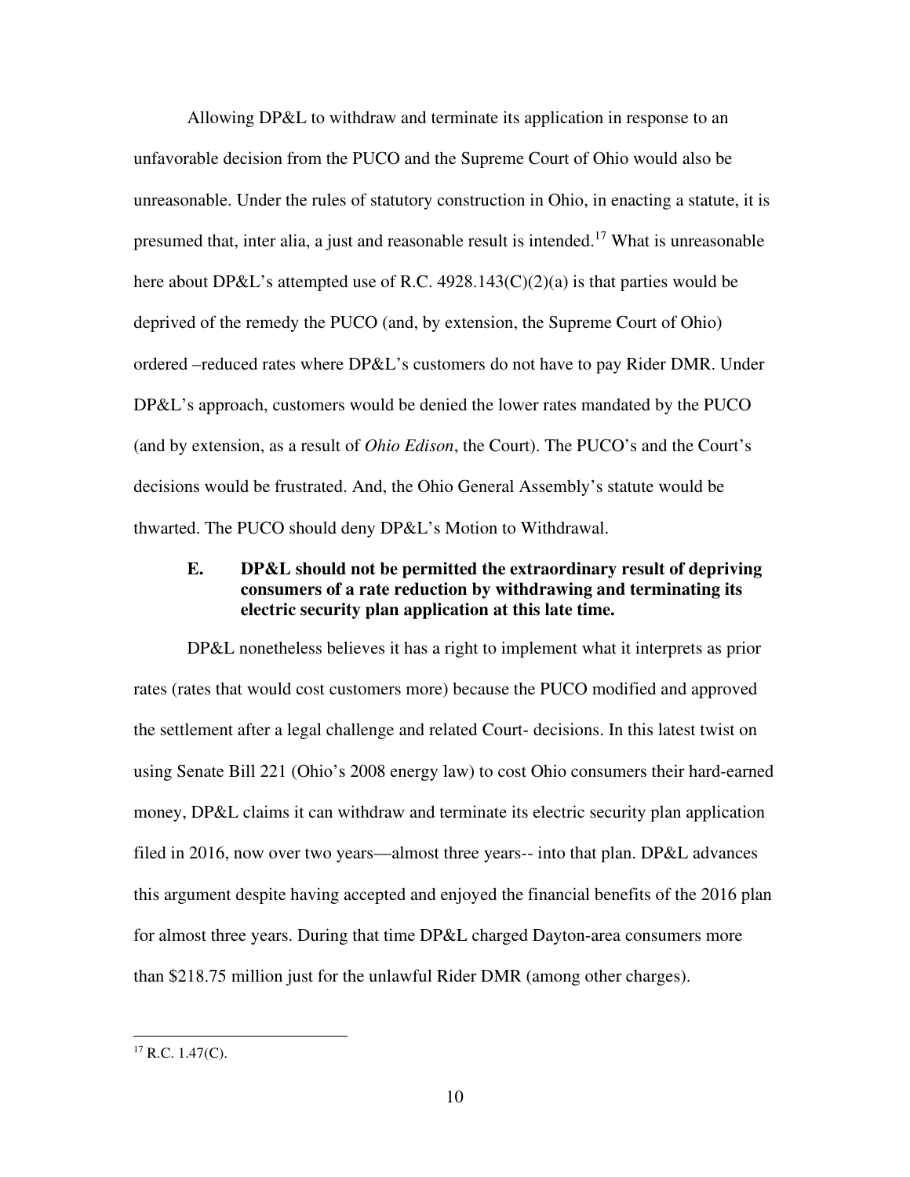Allowing DP&L to withdraw and terminate its application in response to an unfavorable decision from the PUCO and the Supreme Court of Ohio would also be unreasonable. Under the rules of statutory construction in Ohio, in enacting a statute, it is presumed that, inter alia, a just and reasonable result is intended.[17] What is unreasonable here about DP&L's attempted use of R.C. 4928.143(C)(2)(a) is that parties would be deprived of the remedy the PUCO (and, by extension, the Supreme Court of Ohio) ordered –reduced rates where DP&L's customers do not have to pay Rider DMR. Under DP&L's approach, customers would be denied the lower rates mandated by the PUCO (and by extension, as a result of *Ohio Edison*, the Court). The PUCO's and the Court's decisions would be frustrated. And, the Ohio General Assembly's statute would be thwarted. The PUCO should deny DP&L's Motion to Withdrawal.

### E. DP&L should not be permitted the extraordinary result of depriving consumers of a rate reduction by withdrawing and terminating its electric security plan application at this late time.

DP&L nonetheless believes it has a right to implement what it interprets as prior rates (rates that would cost customers more) because the PUCO modified and approved the settlement after a legal challenge and related Court- decisions. In this latest twist on using Senate Bill 221 (Ohio's 2008 energy law) to cost Ohio consumers their hard-earned money, DP&L claims it can withdraw and terminate its electric security plan application filed in 2016, now over two years—almost three years-- into that plan. DP&L advances this argument despite having accepted and enjoyed the financial benefits of the 2016 plan for almost three years. During that time DP&L charged Dayton-area consumers more than $218.75 million just for the unlawful Rider DMR (among other charges).

---

[17] R.C. 1.47(C).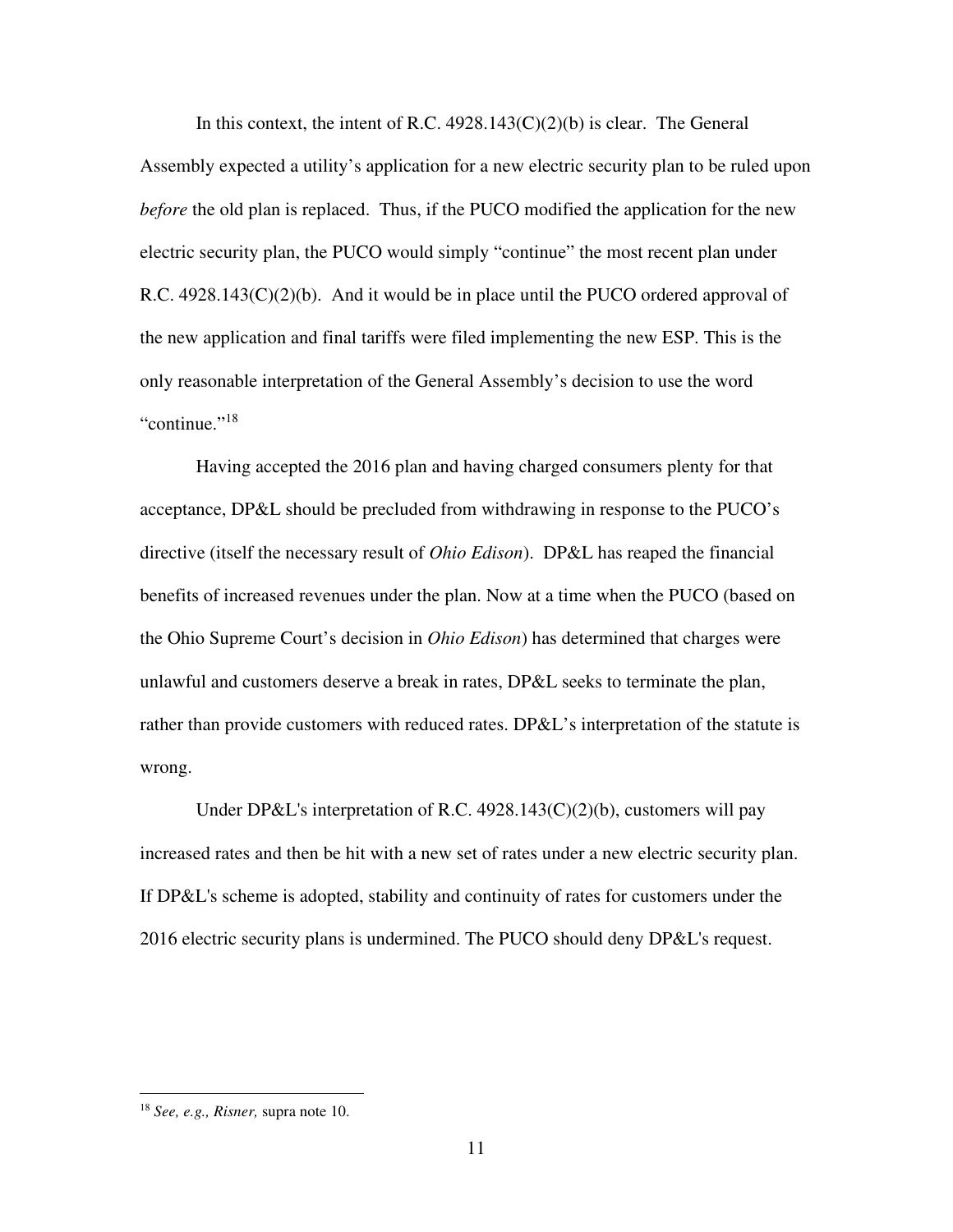In this context, the intent of R.C. 4928.143(C)(2)(b) is clear. The General Assembly expected a utility's application for a new electric security plan to be ruled upon *before* the old plan is replaced. Thus, if the PUCO modified the application for the new electric security plan, the PUCO would simply "continue" the most recent plan under R.C. 4928.143(C)(2)(b). And it would be in place until the PUCO ordered approval of the new application and final tariffs were filed implementing the new ESP. This is the only reasonable interpretation of the General Assembly's decision to use the word "continue."[18]

Having accepted the 2016 plan and having charged consumers plenty for that acceptance, DP&L should be precluded from withdrawing in response to the PUCO's directive (itself the necessary result of *Ohio Edison*). DP&L has reaped the financial benefits of increased revenues under the plan. Now at a time when the PUCO (based on the Ohio Supreme Court's decision in *Ohio Edison*) has determined that charges were unlawful and customers deserve a break in rates, DP&L seeks to terminate the plan, rather than provide customers with reduced rates. DP&L's interpretation of the statute is wrong.

Under DP&L's interpretation of R.C. 4928.143(C)(2)(b), customers will pay increased rates and then be hit with a new set of rates under a new electric security plan. If DP&L's scheme is adopted, stability and continuity of rates for customers under the 2016 electric security plans is undermined. The PUCO should deny DP&L's request.

---

[18] *See, e.g., Risner,* supra note 10.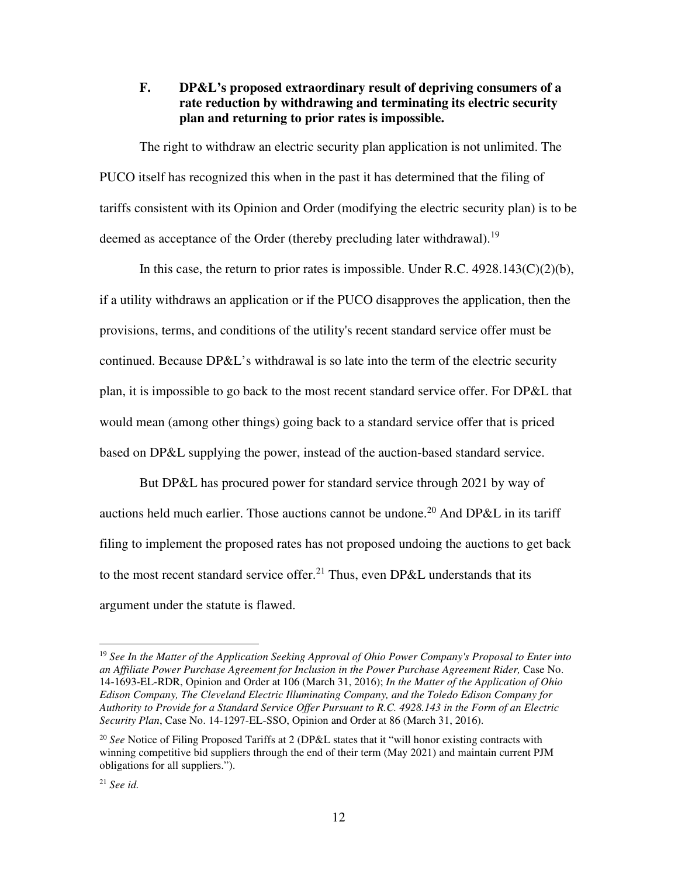### F. DP&L's proposed extraordinary result of depriving consumers of a rate reduction by withdrawing and terminating its electric security plan and returning to prior rates is impossible.

The right to withdraw an electric security plan application is not unlimited. The PUCO itself has recognized this when in the past it has determined that the filing of tariffs consistent with its Opinion and Order (modifying the electric security plan) is to be deemed as acceptance of the Order (thereby precluding later withdrawal).[19]

In this case, the return to prior rates is impossible. Under R.C. 4928.143(C)(2)(b), if a utility withdraws an application or if the PUCO disapproves the application, then the provisions, terms, and conditions of the utility's recent standard service offer must be continued. Because DP&L's withdrawal is so late into the term of the electric security plan, it is impossible to go back to the most recent standard service offer. For DP&L that would mean (among other things) going back to a standard service offer that is priced based on DP&L supplying the power, instead of the auction-based standard service.

But DP&L has procured power for standard service through 2021 by way of auctions held much earlier. Those auctions cannot be undone.[20] And DP&L in its tariff filing to implement the proposed rates has not proposed undoing the auctions to get back to the most recent standard service offer.[21] Thus, even DP&L understands that its argument under the statute is flawed.

---

[19] *See In the Matter of the Application Seeking Approval of Ohio Power Company's Proposal to Enter into an Affiliate Power Purchase Agreement for Inclusion in the Power Purchase Agreement Rider,* Case No. 14-1693-EL-RDR, Opinion and Order at 106 (March 31, 2016); *In the Matter of the Application of Ohio Edison Company, The Cleveland Electric Illuminating Company, and the Toledo Edison Company for Authority to Provide for a Standard Service Offer Pursuant to R.C. 4928.143 in the Form of an Electric Security Plan*, Case No. 14-1297-EL-SSO, Opinion and Order at 86 (March 31, 2016).

[20] *See* Notice of Filing Proposed Tariffs at 2 (DP&L states that it "will honor existing contracts with winning competitive bid suppliers through the end of their term (May 2021) and maintain current PJM obligations for all suppliers.").

[21] *See id.*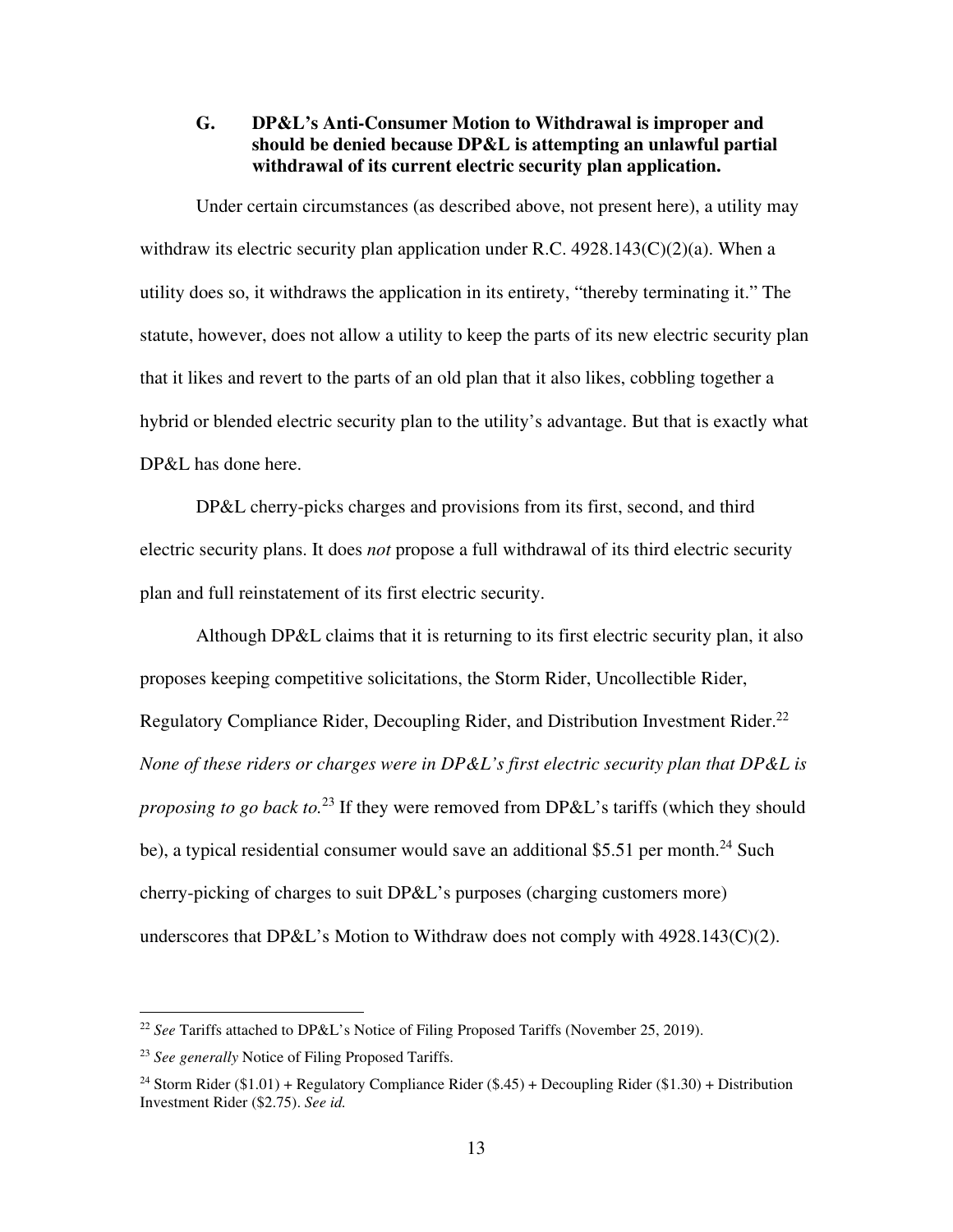### G. DP&L's Anti-Consumer Motion to Withdrawal is improper and should be denied because DP&L is attempting an unlawful partial withdrawal of its current electric security plan application.

Under certain circumstances (as described above, not present here), a utility may withdraw its electric security plan application under R.C. 4928.143(C)(2)(a). When a utility does so, it withdraws the application in its entirety, "thereby terminating it." The statute, however, does not allow a utility to keep the parts of its new electric security plan that it likes and revert to the parts of an old plan that it also likes, cobbling together a hybrid or blended electric security plan to the utility's advantage. But that is exactly what DP&L has done here.

DP&L cherry-picks charges and provisions from its first, second, and third electric security plans. It does *not* propose a full withdrawal of its third electric security plan and full reinstatement of its first electric security.

Although DP&L claims that it is returning to its first electric security plan, it also proposes keeping competitive solicitations, the Storm Rider, Uncollectible Rider, Regulatory Compliance Rider, Decoupling Rider, and Distribution Investment Rider.[22] *None of these riders or charges were in DP&L's first electric security plan that DP&L is proposing to go back to.*[23] If they were removed from DP&L's tariffs (which they should be), a typical residential consumer would save an additional $5.51 per month.[24] Such cherry-picking of charges to suit DP&L's purposes (charging customers more) underscores that DP&L's Motion to Withdraw does not comply with 4928.143(C)(2).

---

[22] *See* Tariffs attached to DP&L's Notice of Filing Proposed Tariffs (November 25, 2019).

[23] *See generally* Notice of Filing Proposed Tariffs.

[24] Storm Rider ($1.01) + Regulatory Compliance Rider ($.45) + Decoupling Rider ($1.30) + Distribution Investment Rider ($2.75). *See id.*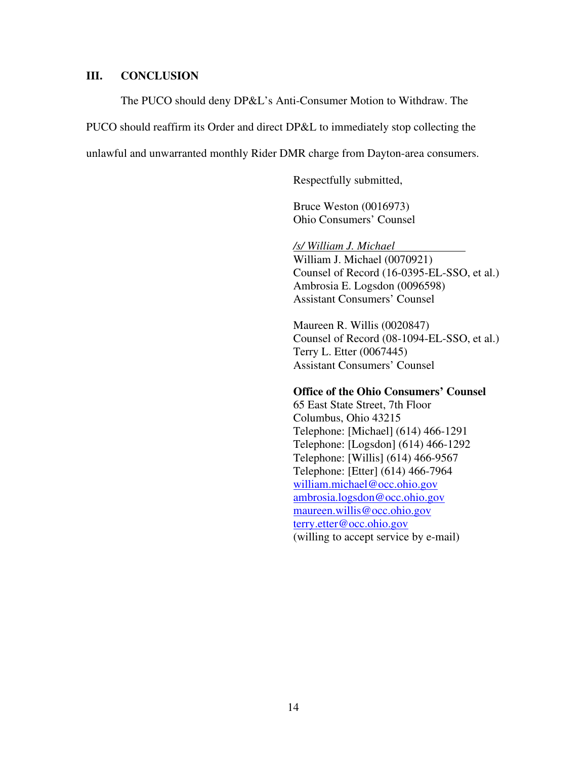## III. CONCLUSION

The PUCO should deny DP&L's Anti-Consumer Motion to Withdraw. The PUCO should reaffirm its Order and direct DP&L to immediately stop collecting the unlawful and unwarranted monthly Rider DMR charge from Dayton-area consumers.

Respectfully submitted,

Bruce Weston (0016973)
Ohio Consumers' Counsel

*/s/ William J. Michael*
William J. Michael (0070921)
Counsel of Record (16-0395-EL-SSO, et al.)
Ambrosia E. Logsdon (0096598)
Assistant Consumers' Counsel

Maureen R. Willis (0020847)
Counsel of Record (08-1094-EL-SSO, et al.)
Terry L. Etter (0067445)
Assistant Consumers' Counsel

**Office of the Ohio Consumers' Counsel**
65 East State Street, 7th Floor
Columbus, Ohio 43215
Telephone: [Michael] (614) 466-1291
Telephone: [Logsdon] (614) 466-1292
Telephone: [Willis] (614) 466-9567
Telephone: [Etter] (614) 466-7964
william.michael@occ.ohio.gov
ambrosia.logsdon@occ.ohio.gov
maureen.willis@occ.ohio.gov
terry.etter@occ.ohio.gov
(willing to accept service by e-mail)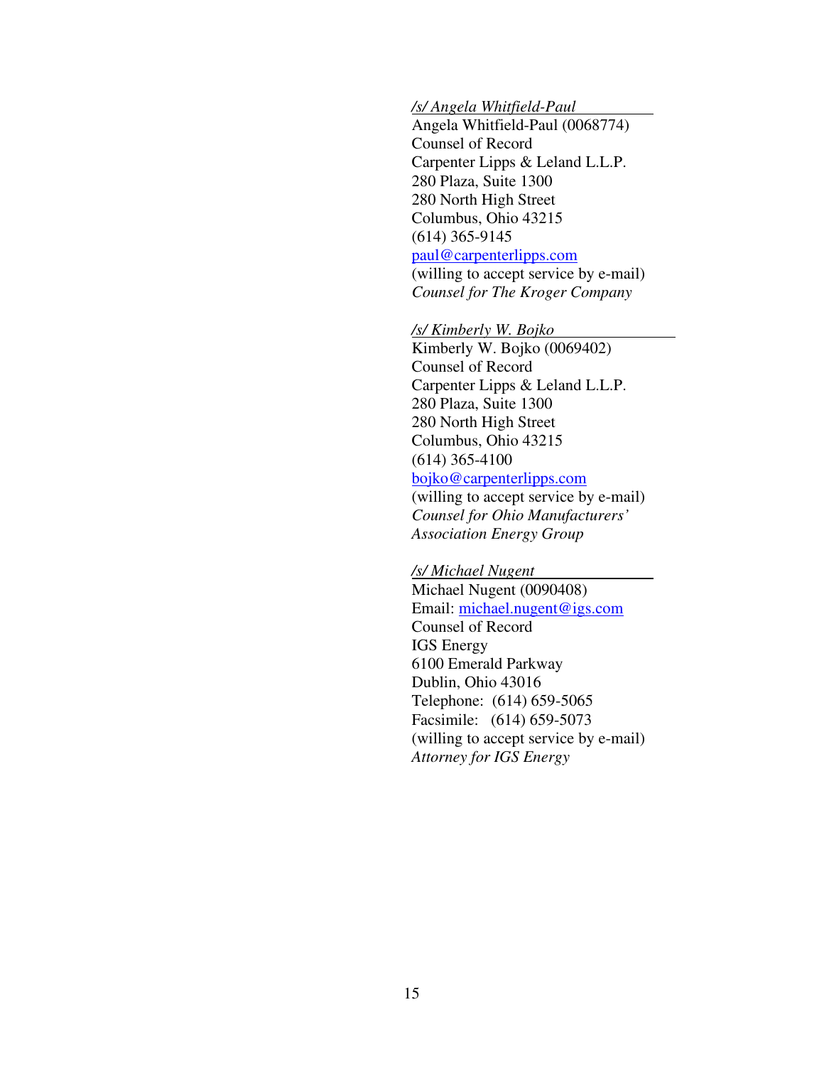*/s/ Angela Whitfield-Paul*
Angela Whitfield-Paul (0068774)
Counsel of Record
Carpenter Lipps & Leland L.L.P.
280 Plaza, Suite 1300
280 North High Street
Columbus, Ohio 43215
(614) 365-9145
paul@carpenterlipps.com
(willing to accept service by e-mail)
*Counsel for The Kroger Company*

*/s/ Kimberly W. Bojko*
Kimberly W. Bojko (0069402)
Counsel of Record
Carpenter Lipps & Leland L.L.P.
280 Plaza, Suite 1300
280 North High Street
Columbus, Ohio 43215
(614) 365-4100
bojko@carpenterlipps.com
(willing to accept service by e-mail)
*Counsel for Ohio Manufacturers' Association Energy Group*

*/s/ Michael Nugent*
Michael Nugent (0090408)
Email: michael.nugent@igs.com
Counsel of Record
IGS Energy
6100 Emerald Parkway
Dublin, Ohio 43016
Telephone: (614) 659-5065
Facsimile: (614) 659-5073
(willing to accept service by e-mail)
*Attorney for IGS Energy*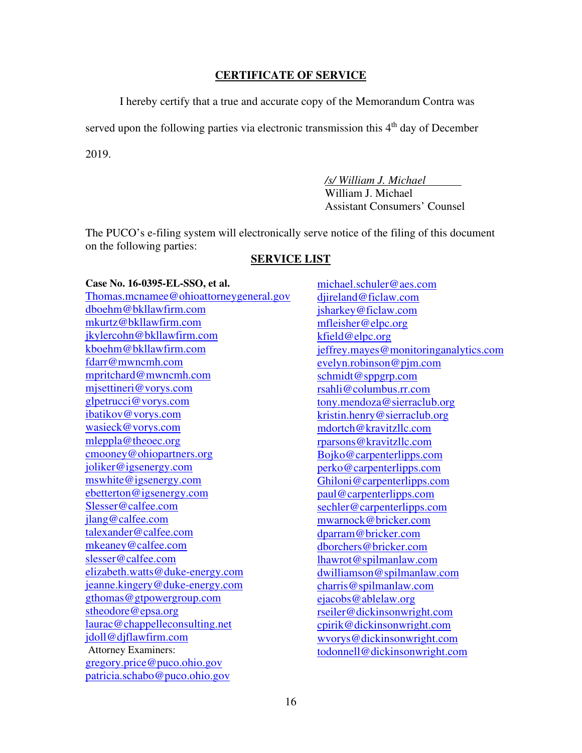## CERTIFICATE OF SERVICE

I hereby certify that a true and accurate copy of the Memorandum Contra was served upon the following parties via electronic transmission this 4th day of December 2019.

*/s/ William J. Michael*
William J. Michael
Assistant Consumers' Counsel

The PUCO's e-filing system will electronically serve notice of the filing of this document on the following parties:

## SERVICE LIST

**Case No. 16-0395-EL-SSO, et al.**

Thomas.mcnamee@ohioattorneygeneral.gov
dboehm@bkllawfirm.com
mkurtz@bkllawfirm.com
jkylercohn@bkllawfirm.com
kboehm@bkllawfirm.com
fdarr@mwncmh.com
mpritchard@mwncmh.com
mjsettineri@vorys.com
glpetrucci@vorys.com
ibatikov@vorys.com
wasieck@vorys.com
mleppla@theoec.org
cmooney@ohiopartners.org
joliker@igsenergy.com
mswhite@igsenergy.com
ebetterton@igsenergy.com
Slesser@calfee.com
jlang@calfee.com
talexander@calfee.com
mkeaney@calfee.com
slesser@calfee.com
elizabeth.watts@duke-energy.com
jeanne.kingery@duke-energy.com
gthomas@gtpowergroup.com
stheodore@epsa.org
laurac@chappelleconsulting.net
jdoll@djflawfirm.com

Attorney Examiners:
gregory.price@puco.ohio.gov
patricia.schabo@puco.ohio.gov

michael.schuler@aes.com
djireland@ficlaw.com
jsharkey@ficlaw.com
mfleisher@elpc.org
kfield@elpc.org
jeffrey.mayes@monitoringanalytics.com
evelyn.robinson@pjm.com
schmidt@sppgrp.com
rsahli@columbus.rr.com
tony.mendoza@sierraclub.org
kristin.henry@sierraclub.org
mdortch@kravitzllc.com
rparsons@kravitzllc.com
Bojko@carpenterlipps.com
perko@carpenterlipps.com
Ghiloni@carpenterlipps.com
paul@carpenterlipps.com
sechler@carpenterlipps.com
mwarnock@bricker.com
dparram@bricker.com
dborchers@bricker.com
lhawrot@spilmanlaw.com
dwilliamson@spilmanlaw.com
charris@spilmanlaw.com
ejacobs@ablelaw.org
rseiler@dickinsonwright.com
cpirik@dickinsonwright.com
wvorys@dickinsonwright.com
todonnell@dickinsonwright.com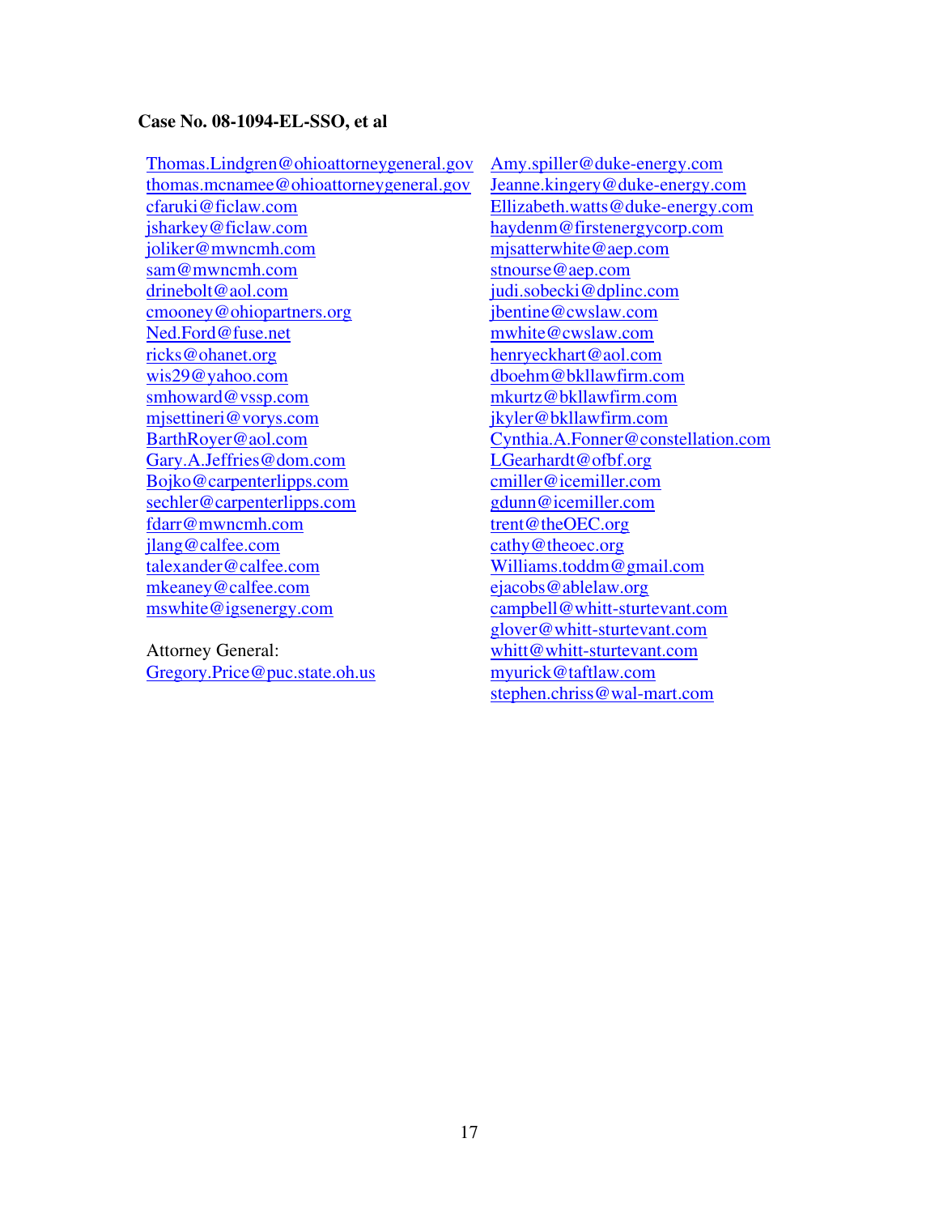**Case No. 08-1094-EL-SSO, et al**

Thomas.Lindgren@ohioattorneygeneral.gov
thomas.mcnamee@ohioattorneygeneral.gov
cfaruki@ficlaw.com
jsharkey@ficlaw.com
joliker@mwncmh.com
sam@mwncmh.com
drinebolt@aol.com
cmooney@ohiopartners.org
Ned.Ford@fuse.net
ricks@ohanet.org
wis29@yahoo.com
smhoward@vssp.com
mjsettineri@vorys.com
BarthRoyer@aol.com
Gary.A.Jeffries@dom.com
Bojko@carpenterlipps.com
sechler@carpenterlipps.com
fdarr@mwncmh.com
jlang@calfee.com
talexander@calfee.com
mkeaney@calfee.com
mswhite@igsenergy.com

Attorney General:
Gregory.Price@puc.state.oh.us

Amy.spiller@duke-energy.com
Jeanne.kingery@duke-energy.com
Ellizabeth.watts@duke-energy.com
haydenm@firstenergycorp.com
mjsatterwhite@aep.com
stnourse@aep.com
judi.sobecki@dplinc.com
jbentine@cwslaw.com
mwhite@cwslaw.com
henryeckhart@aol.com
dboehm@bkllawfirm.com
mkurtz@bkllawfirm.com
jkyler@bkllawfirm.com
Cynthia.A.Fonner@constellation.com
LGearhardt@ofbf.org
cmiller@icemiller.com
gdunn@icemiller.com
trent@theOEC.org
cathy@theoec.org
Williams.toddm@gmail.com
ejacobs@ablelaw.org
campbell@whitt-sturtevant.com
glover@whitt-sturtevant.com
whitt@whitt-sturtevant.com
myurick@taftlaw.com
stephen.chriss@wal-mart.com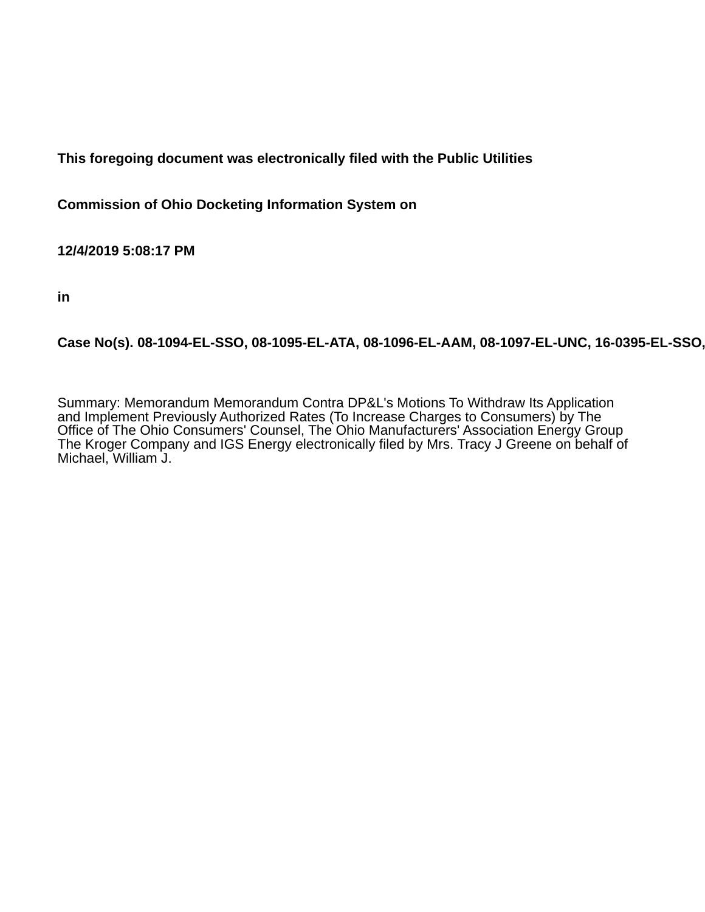**This foregoing document was electronically filed with the Public Utilities**

**Commission of Ohio Docketing Information System on**

**12/4/2019 5:08:17 PM**

**in**

**Case No(s). 08-1094-EL-SSO, 08-1095-EL-ATA, 08-1096-EL-AAM, 08-1097-EL-UNC, 16-0395-EL-SSO,**

Summary: Memorandum Memorandum Contra DP&L's Motions To Withdraw Its Application and Implement Previously Authorized Rates (To Increase Charges to Consumers) by The Office of The Ohio Consumers' Counsel, The Ohio Manufacturers' Association Energy Group The Kroger Company and IGS Energy electronically filed by Mrs. Tracy J Greene on behalf of Michael, William J.